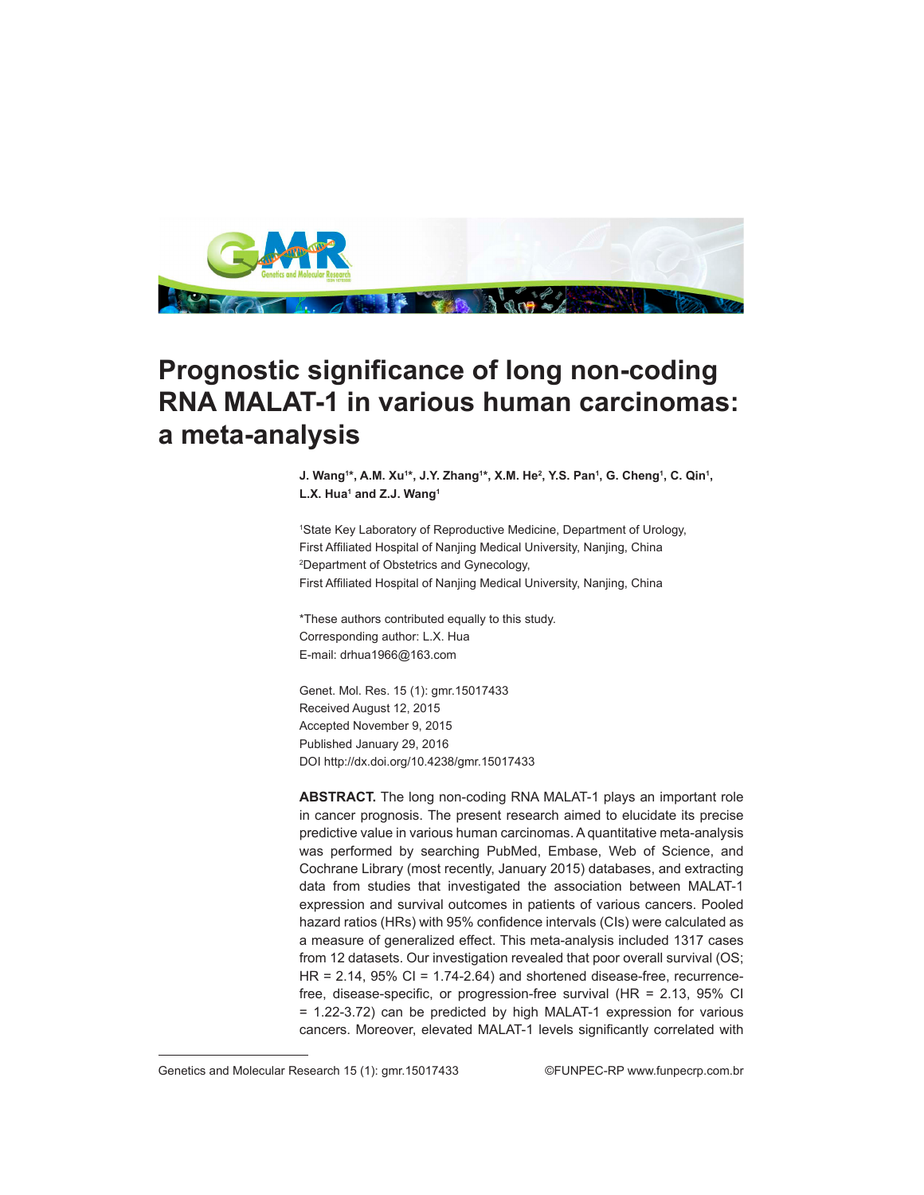# Prognostic significance of long non-coding RNA MALAT-1 in various human carcinomas: a meta-analysis

**J. Wang[1]*, A.M. Xu[1]*, J.Y. Zhang[1]*, X.M. He[2], Y.S. Pan[1], G. Cheng[1], C. Qin[1], L.X. Hua[1] and Z.J. Wang[1]**

[1]State Key Laboratory of Reproductive Medicine, Department of Urology, First Affiliated Hospital of Nanjing Medical University, Nanjing, China
[2]Department of Obstetrics and Gynecology, First Affiliated Hospital of Nanjing Medical University, Nanjing, China

*These authors contributed equally to this study.
Corresponding author: L.X. Hua
E-mail: drhua1966@163.com

Genet. Mol. Res. 15 (1): gmr.15017433
Received August 12, 2015
Accepted November 9, 2015
Published January 29, 2016
DOI http://dx.doi.org/10.4238/gmr.15017433

**ABSTRACT.** The long non-coding RNA MALAT-1 plays an important role in cancer prognosis. The present research aimed to elucidate its precise predictive value in various human carcinomas. A quantitative meta-analysis was performed by searching PubMed, Embase, Web of Science, and Cochrane Library (most recently, January 2015) databases, and extracting data from studies that investigated the association between MALAT-1 expression and survival outcomes in patients of various cancers. Pooled hazard ratios (HRs) with 95% confidence intervals (CIs) were calculated as a measure of generalized effect. This meta-analysis included 1317 cases from 12 datasets. Our investigation revealed that poor overall survival (OS; HR = 2.14, 95% CI = 1.74-2.64) and shortened disease-free, recurrence-free, disease-specific, or progression-free survival (HR = 2.13, 95% CI = 1.22-3.72) can be predicted by high MALAT-1 expression for various cancers. Moreover, elevated MALAT-1 levels significantly correlated with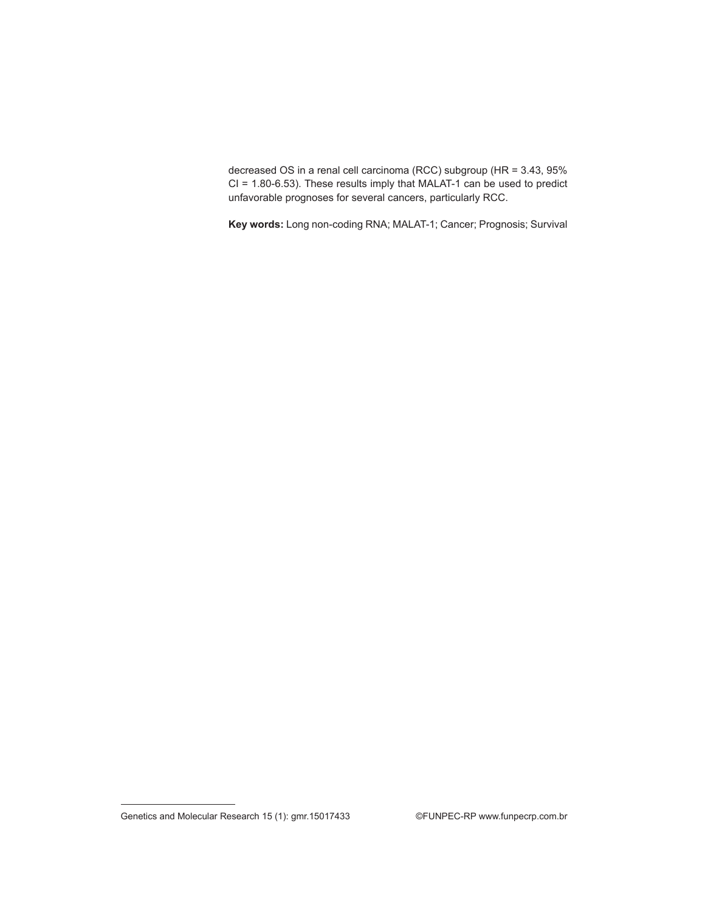decreased OS in a renal cell carcinoma (RCC) subgroup (HR = 3.43, 95% CI = 1.80-6.53). These results imply that MALAT-1 can be used to predict unfavorable prognoses for several cancers, particularly RCC.

**Key words:** Long non-coding RNA; MALAT-1; Cancer; Prognosis; Survival